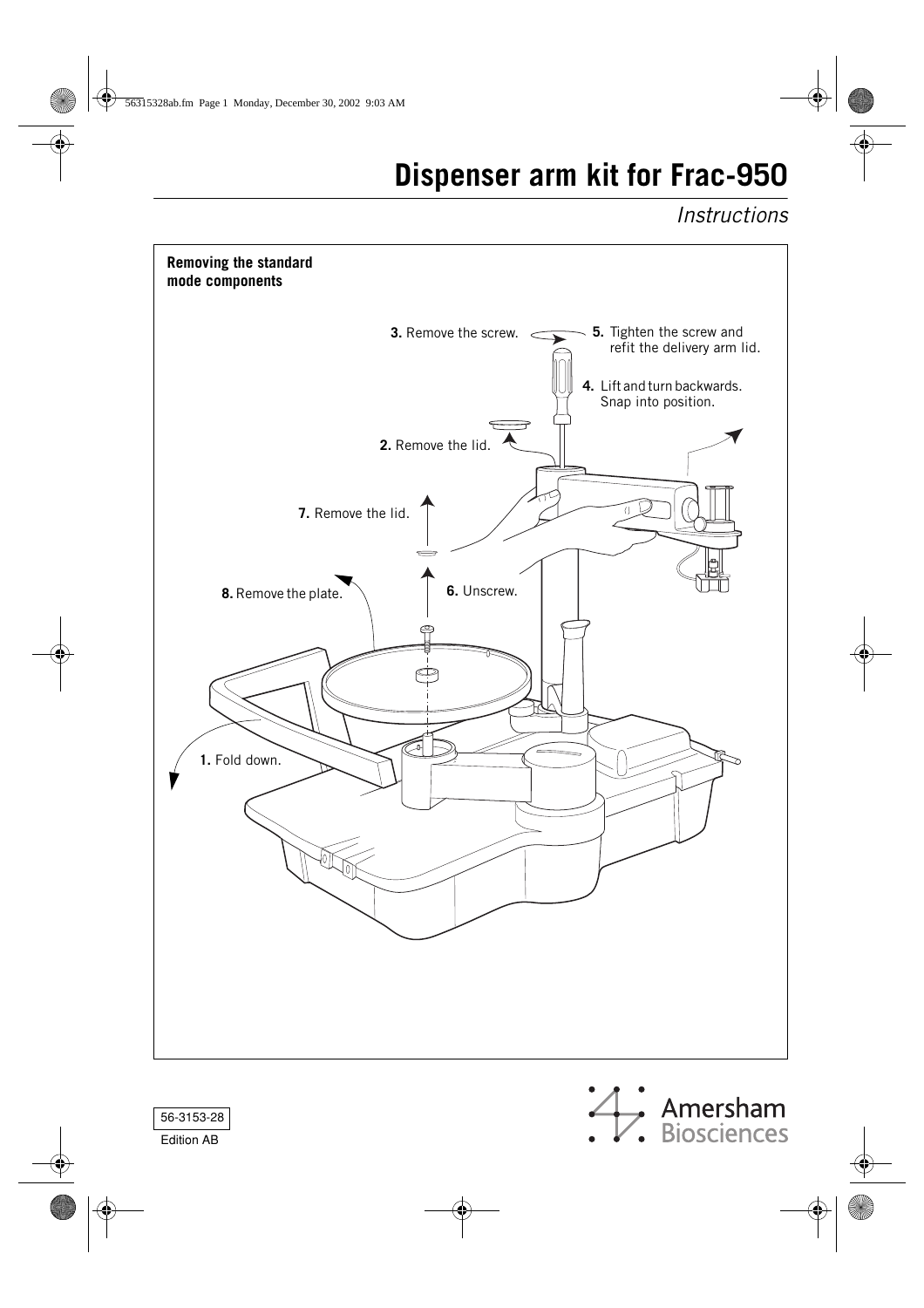# Dispenser arm kit for Frac-950

*Instructions*

**Removing the standard mode components**

**1.** Fold down.

**2.** Remove the lid.

**3.** Remove the screw.

**4.** Lift and turn backwards. Snap into position.

**5.** Tighten the screw and refit the delivery arm lid.

**6.** Unscrew.

**7.** Remove the lid.

**8.** Remove the plate.

56-3153-28

Edition AB

Amersham Biosciences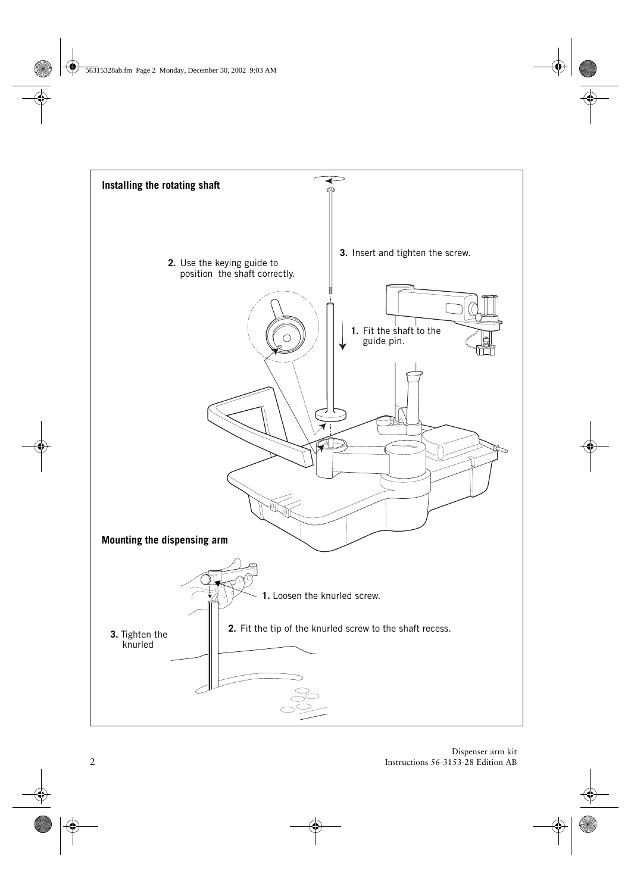## Installing the rotating shaft

**2.** Use the keying guide to position the shaft correctly.

**3.** Insert and tighten the screw.

**1.** Fit the shaft to the guide pin.

## Mounting the dispensing arm

**1.** Loosen the knurled screw.

**2.** Fit the tip of the knurled screw to the shaft recess.

**3.** Tighten the knurled

Dispenser arm kit
Instructions 56-3153-28 Edition AB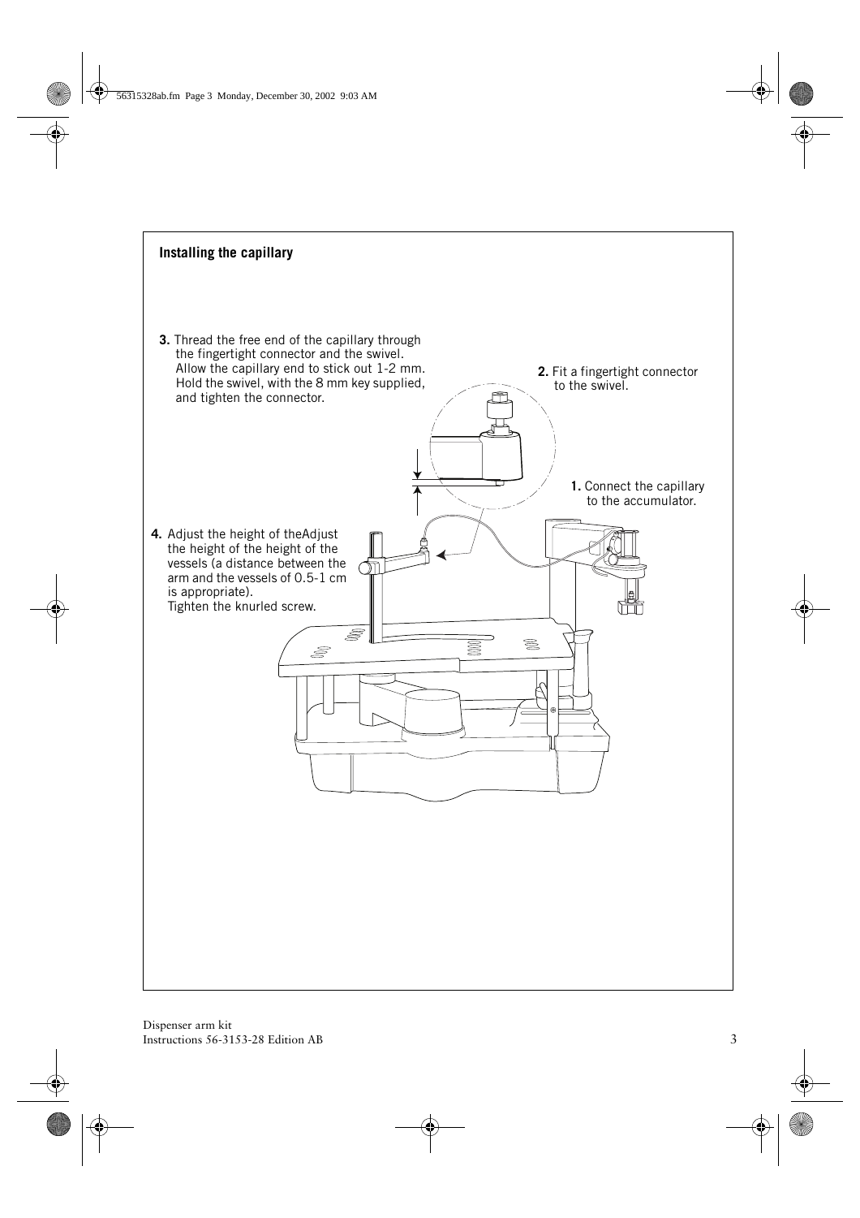## Installing the capillary

**3.** Thread the free end of the capillary through the fingertight connector and the swivel. Allow the capillary end to stick out 1-2 mm. Hold the swivel, with the 8 mm key supplied, and tighten the connector.

**2.** Fit a fingertight connector to the swivel.

**1.** Connect the capillary to the accumulator.

**4.** Adjust the height of theAdjust the height of the height of the vessels (a distance between the arm and the vessels of 0.5-1 cm is appropriate). Tighten the knurled screw.

Dispenser arm kit
Instructions 56-3153-28 Edition AB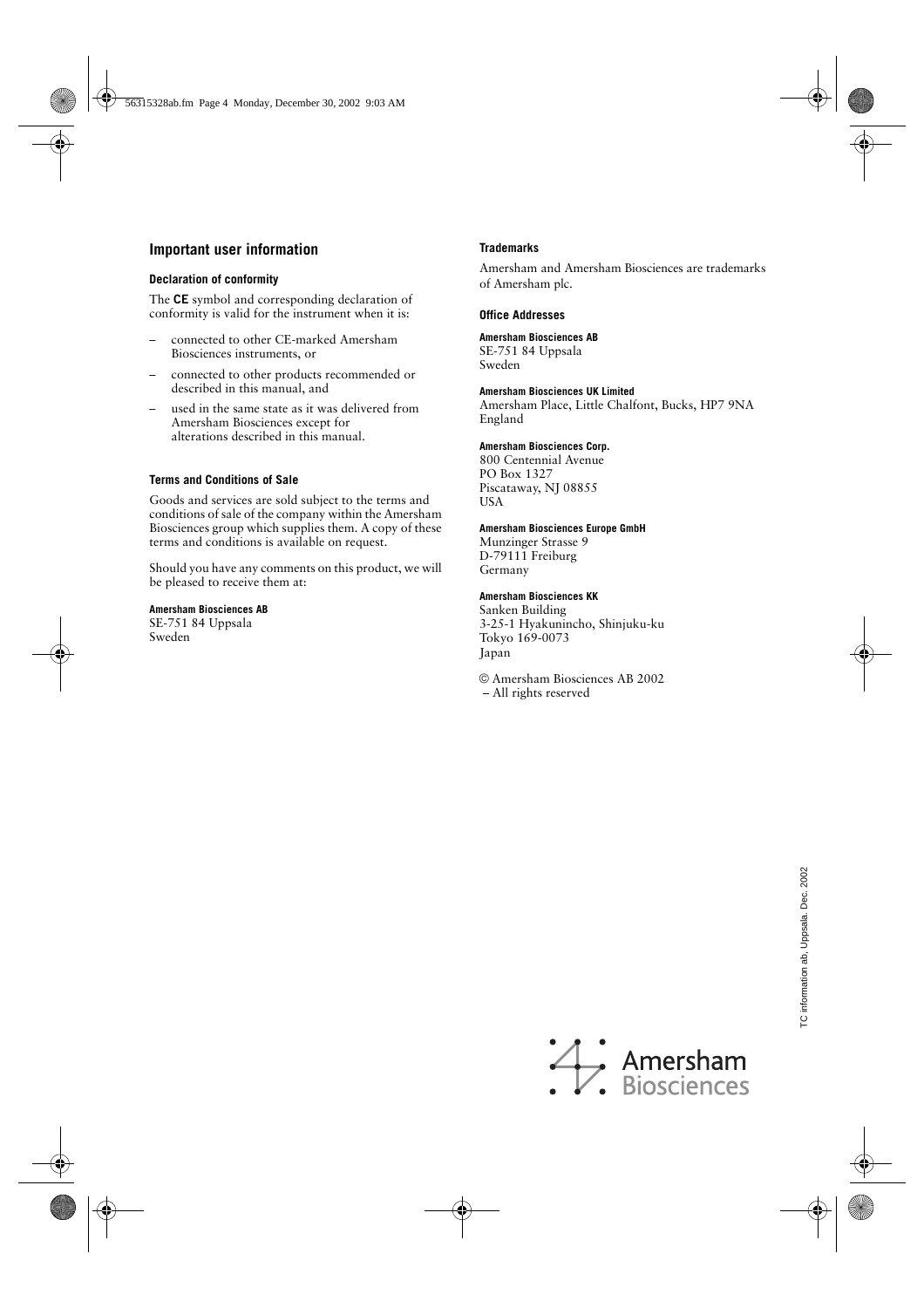## Important user information

### Declaration of conformity

The **CE** symbol and corresponding declaration of conformity is valid for the instrument when it is:

- connected to other CE-marked Amersham Biosciences instruments, or
- connected to other products recommended or described in this manual, and
- used in the same state as it was delivered from Amersham Biosciences except for alterations described in this manual.

### Terms and Conditions of Sale

Goods and services are sold subject to the terms and conditions of sale of the company within the Amersham Biosciences group which supplies them. A copy of these terms and conditions is available on request.

Should you have any comments on this product, we will be pleased to receive them at:

**Amersham Biosciences AB**
SE-751 84 Uppsala
Sweden

### Trademarks

Amersham and Amersham Biosciences are trademarks of Amersham plc.

### Office Addresses

**Amersham Biosciences AB**
SE-751 84 Uppsala
Sweden

**Amersham Biosciences UK Limited**
Amersham Place, Little Chalfont, Bucks, HP7 9NA
England

**Amersham Biosciences Corp.**
800 Centennial Avenue
PO Box 1327
Piscataway, NJ 08855
USA

**Amersham Biosciences Europe GmbH**
Munzinger Strasse 9
D-79111 Freiburg
Germany

**Amersham Biosciences KK**
Sanken Building
3-25-1 Hyakunincho, Shinjuku-ku
Tokyo 169-0073
Japan

© Amersham Biosciences AB 2002
– All rights reserved

TC information ab, Uppsala. Dec. 2002

Amersham
Biosciences